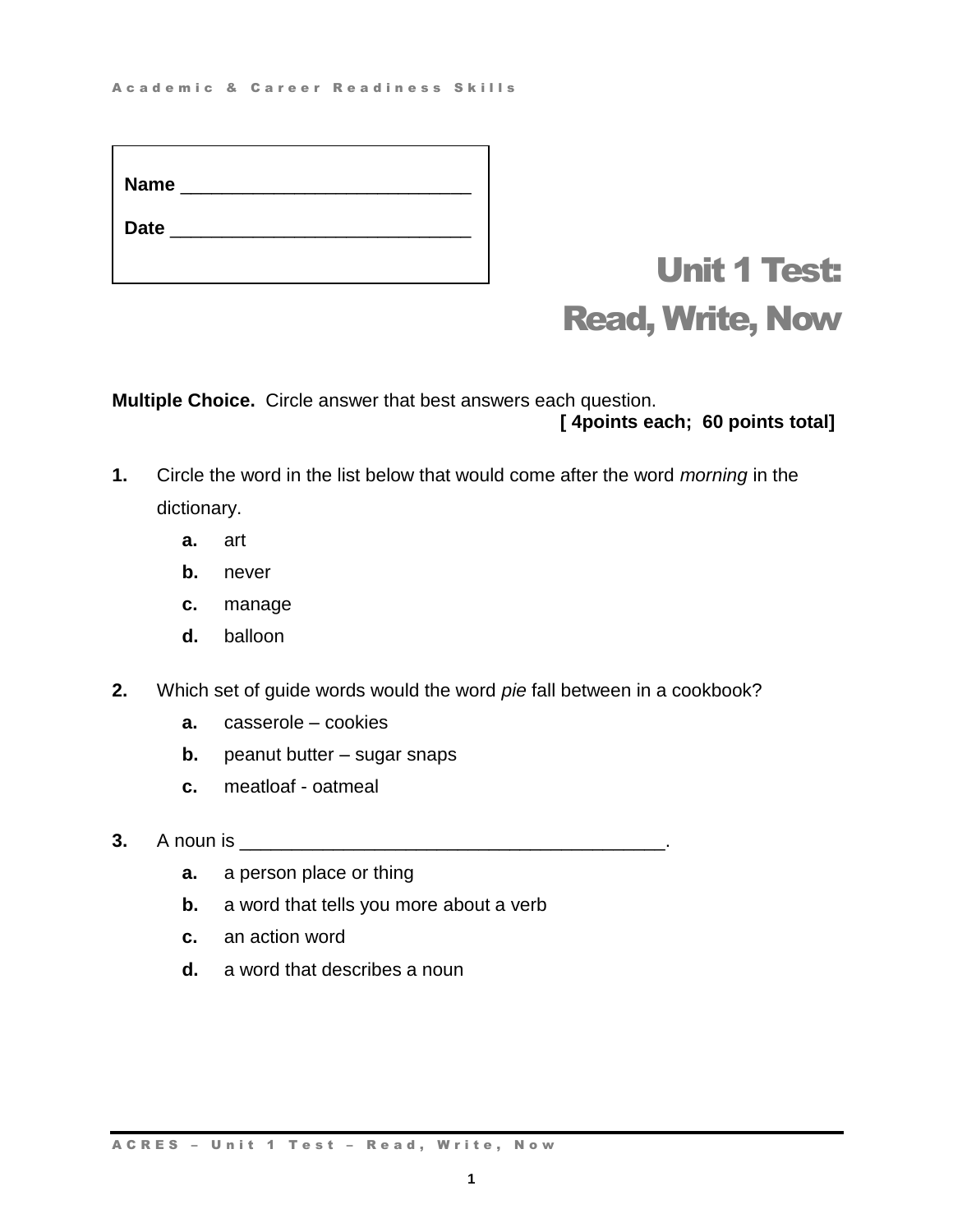Name ____________________________

Date ______________________________

# Unit 1 Test: Read, Write, Now

**Multiple Choice.** Circle answer that best answers each question.

**[ 4points each; 60 points total]**

**1.** Circle the word in the list below that would come after the word *morning* in the dictionary.

- **a.** art
- **b.** never
- **c.** manage
- **d.** balloon

**2.** Which set of guide words would the word *pie* fall between in a cookbook?

- **a.** casserole – cookies
- **b.** peanut butter – sugar snaps
- **c.** meatloaf - oatmeal

**3.** A noun is _________________________________________.

- **a.** a person place or thing
- **b.** a word that tells you more about a verb
- **c.** an action word
- **d.** a word that describes a noun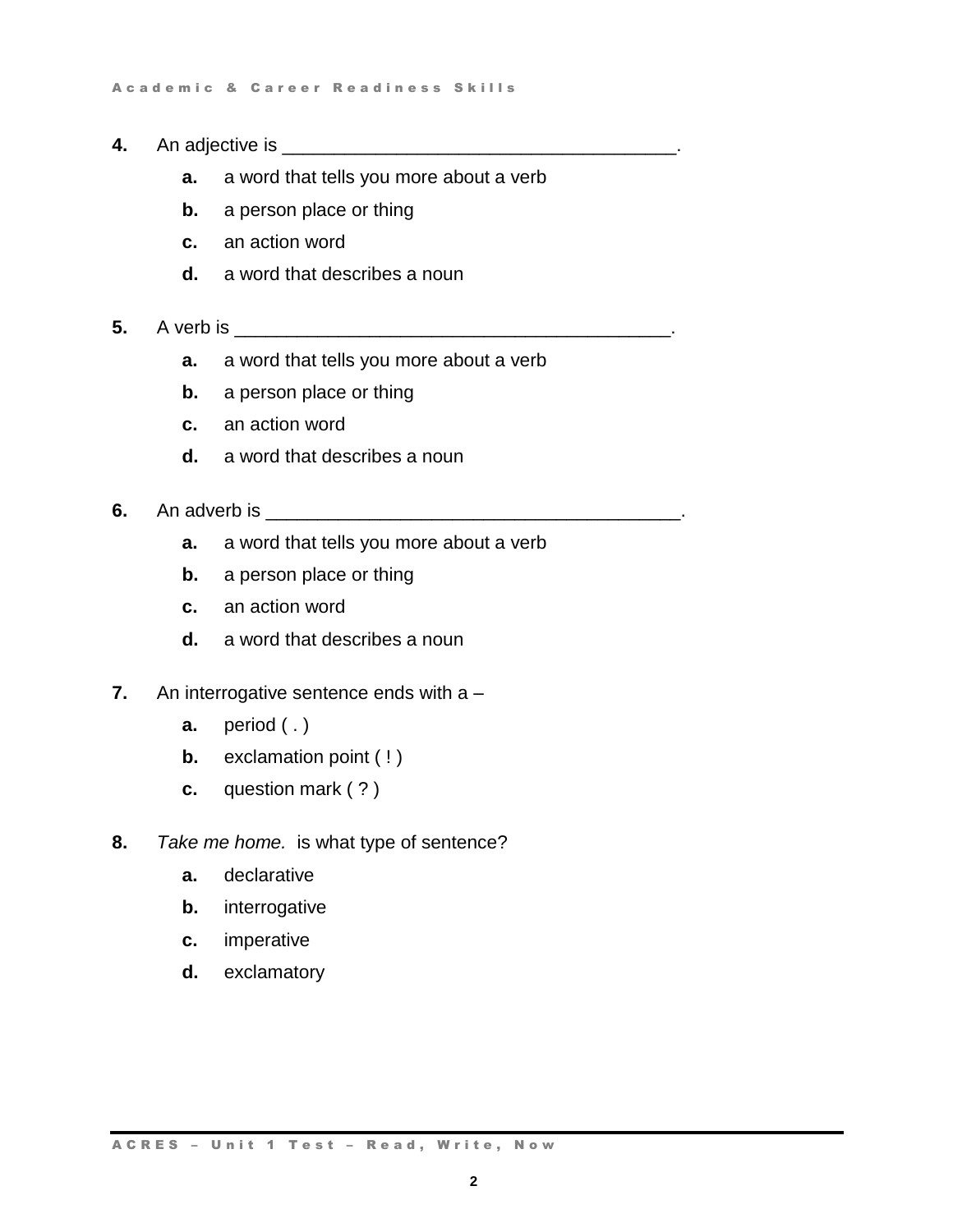**4.** An adjective is _____________________________________.

- **a.** a word that tells you more about a verb
- **b.** a person place or thing
- **c.** an action word
- **d.** a word that describes a noun

**5.** A verb is __________________________________________.

- **a.** a word that tells you more about a verb
- **b.** a person place or thing
- **c.** an action word
- **d.** a word that describes a noun

**6.** An adverb is _______________________________________.

- **a.** a word that tells you more about a verb
- **b.** a person place or thing
- **c.** an action word
- **d.** a word that describes a noun

**7.** An interrogative sentence ends with a –

- **a.** period ( . )
- **b.** exclamation point ( ! )
- **c.** question mark ( ? )

**8.** *Take me home.* is what type of sentence?

- **a.** declarative
- **b.** interrogative
- **c.** imperative
- **d.** exclamatory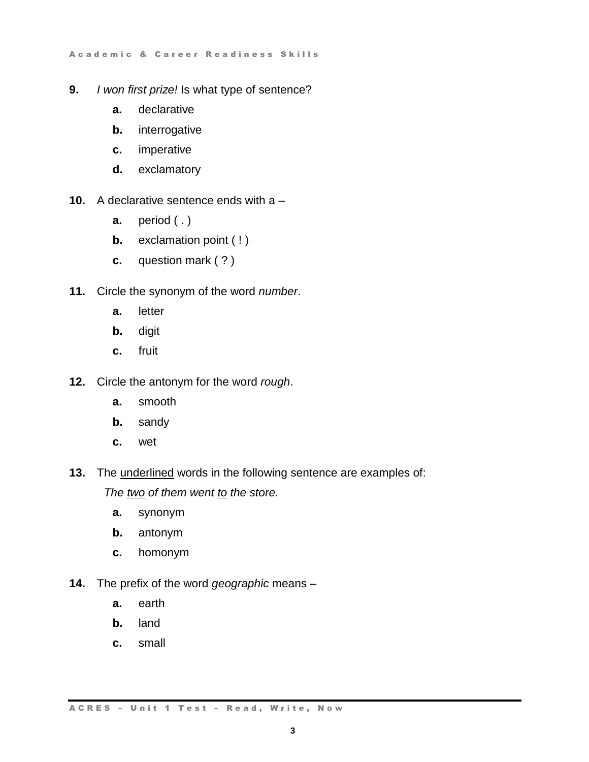**9.** *I won first prize!* Is what type of sentence?

- **a.** declarative
- **b.** interrogative
- **c.** imperative
- **d.** exclamatory

**10.** A declarative sentence ends with a –

- **a.** period ( . )
- **b.** exclamation point ( ! )
- **c.** question mark ( ? )

**11.** Circle the synonym of the word *number*.

- **a.** letter
- **b.** digit
- **c.** fruit

**12.** Circle the antonym for the word *rough*.

- **a.** smooth
- **b.** sandy
- **c.** wet

**13.** The <u>underlined</u> words in the following sentence are examples of:

*The <u>two</u> of them went <u>to</u> the store.*

- **a.** synonym
- **b.** antonym
- **c.** homonym

**14.** The prefix of the word *geographic* means –

- **a.** earth
- **b.** land
- **c.** small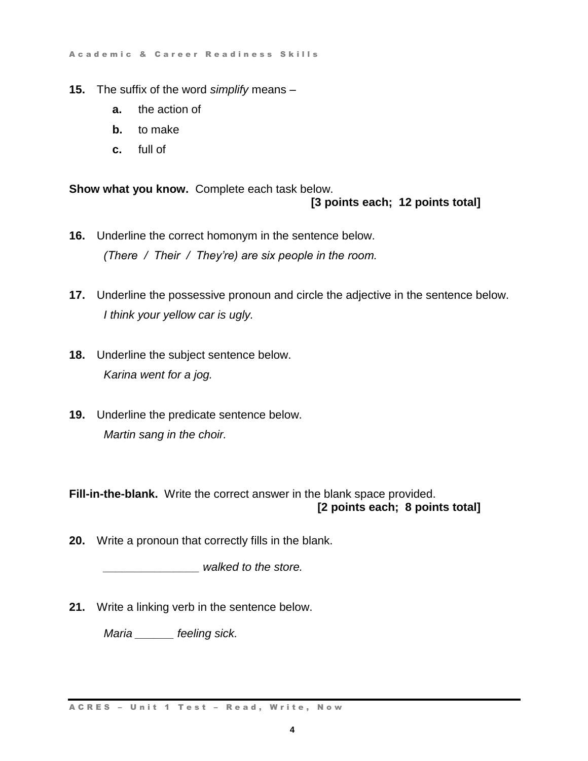**15.** The suffix of the word *simplify* means –

- **a.** the action of
- **b.** to make
- **c.** full of

**Show what you know.** Complete each task below.
**[3 points each; 12 points total]**

**16.** Underline the correct homonym in the sentence below.

*(There / Their / They're) are six people in the room.*

**17.** Underline the possessive pronoun and circle the adjective in the sentence below.

*I think your yellow car is ugly.*

**18.** Underline the subject sentence below.

*Karina went for a jog.*

**19.** Underline the predicate sentence below.

*Martin sang in the choir.*

**Fill-in-the-blank.** Write the correct answer in the blank space provided.
**[2 points each; 8 points total]**

**20.** Write a pronoun that correctly fills in the blank.

*_______________ walked to the store.*

**21.** Write a linking verb in the sentence below.

*Maria ______ feeling sick.*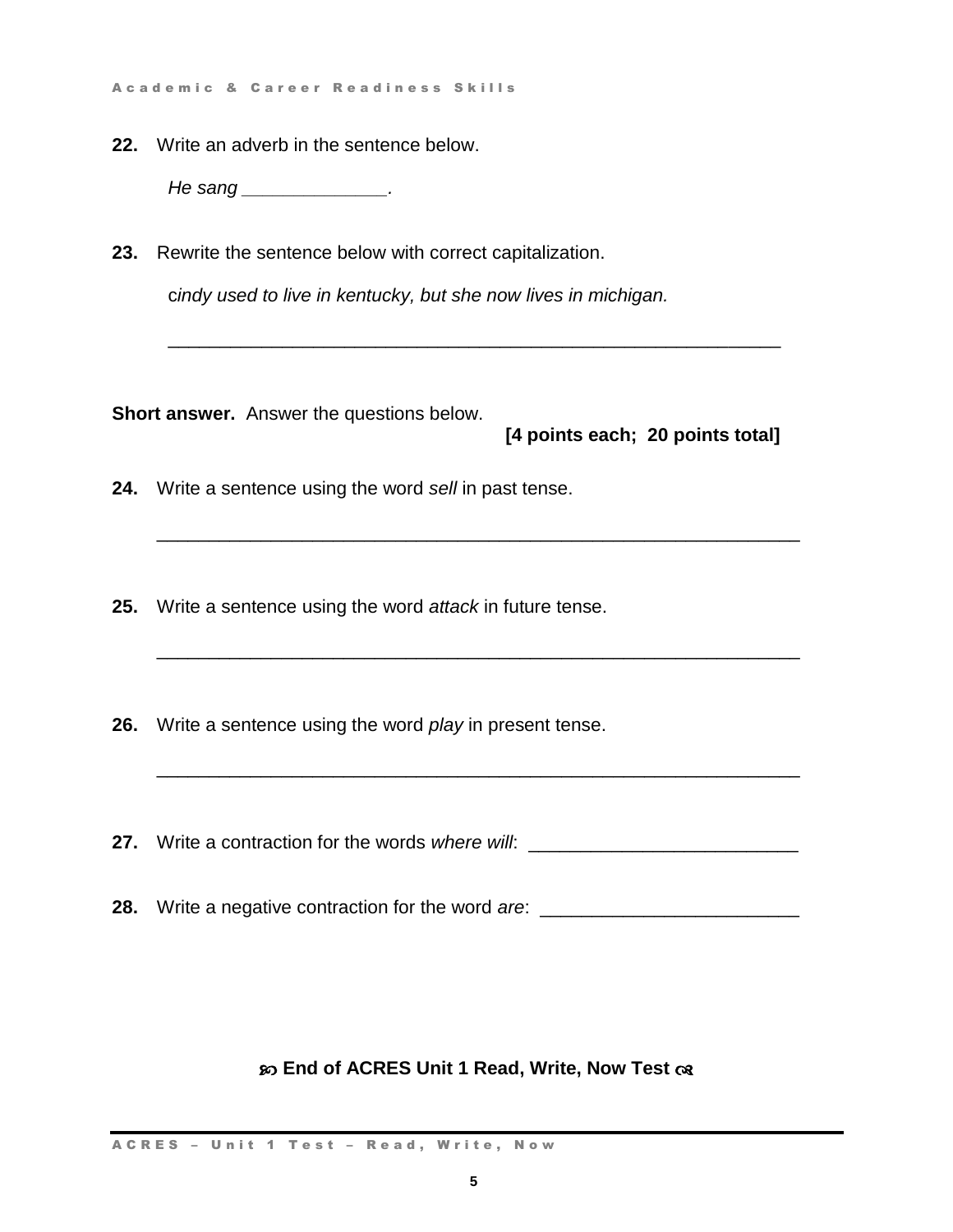**22.** Write an adverb in the sentence below.

*He sang ______________.*

**23.** Rewrite the sentence below with correct capitalization.

c*indy used to live in kentucky, but she now lives in michigan.*

_____________________________________________________________

**Short answer.** Answer the questions below. **[4 points each; 20 points total]**

**24.** Write a sentence using the word *sell* in past tense.

_________________________________________________________________

**25.** Write a sentence using the word *attack* in future tense.

_________________________________________________________________

**26.** Write a sentence using the word *play* in present tense.

_________________________________________________________________

**27.** Write a contraction for the words *where will*: __________________________

**28.** Write a negative contraction for the word *are*: _________________________

**End of ACRES Unit 1 Read, Write, Now Test**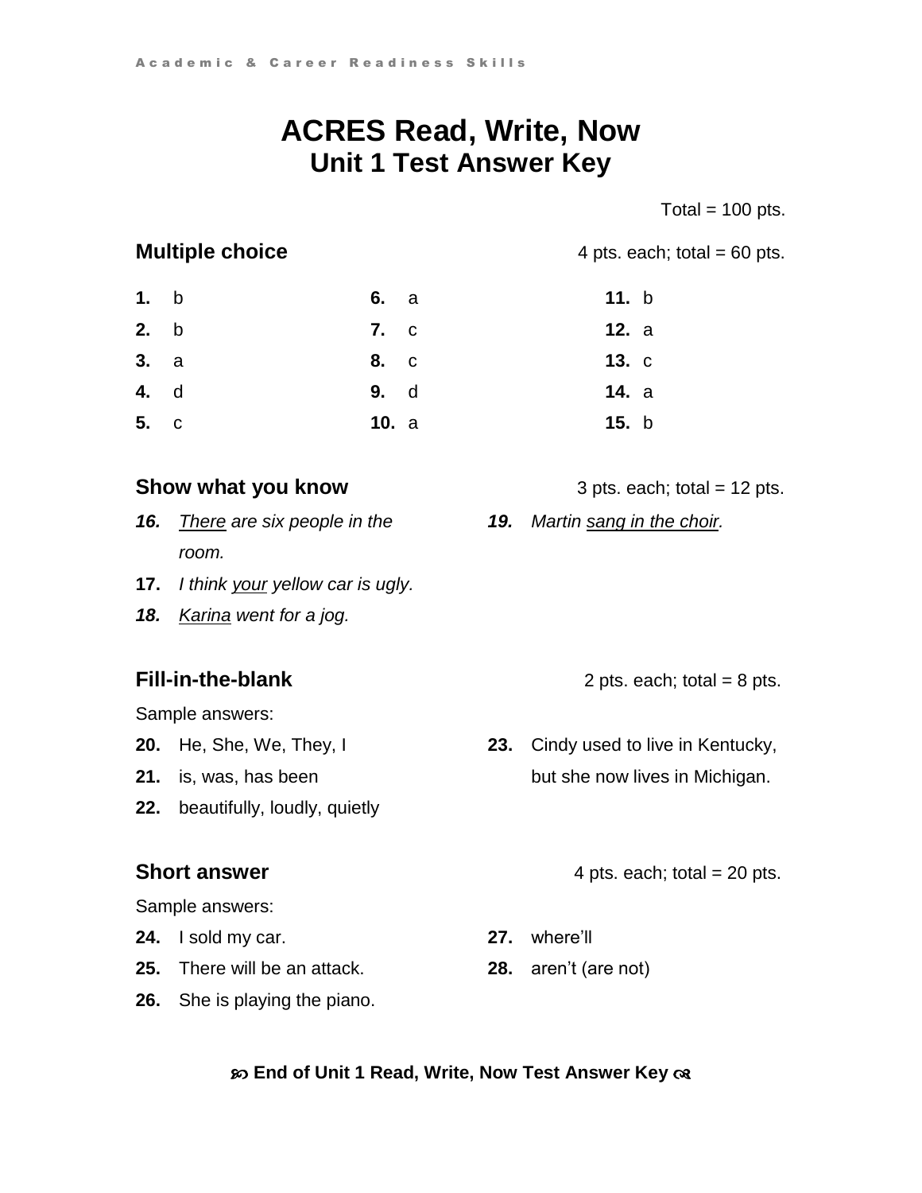# ACRES Read, Write, Now
## Unit 1 Test Answer Key

Total = 100 pts.

### Multiple choice

4 pts. each; total = 60 pts.

**1.** b
**2.** b
**3.** a
**4.** d
**5.** c
**6.** a
**7.** c
**8.** c
**9.** d
**10.** a
**11.** b
**12.** a
**13.** c
**14.** a
**15.** b

### Show what you know

3 pts. each; total = 12 pts.

***16.*** *<u>There</u> are six people in the room.*
**17.** *I think <u>your</u> yellow car is ugly.*
***18.*** *<u>Karina</u> went for a jog.*
***19.*** *Martin <u>sang in the choir</u>.*

### Fill-in-the-blank

2 pts. each; total = 8 pts.

Sample answers:

**20.** He, She, We, They, I
**21.** is, was, has been
**22.** beautifully, loudly, quietly
**23.** Cindy used to live in Kentucky, but she now lives in Michigan.

### Short answer

4 pts. each; total = 20 pts.

Sample answers:

**24.** I sold my car.
**25.** There will be an attack.
**26.** She is playing the piano.
**27.** where'll
**28.** aren't (are not)

**End of Unit 1 Read, Write, Now Test Answer Key**